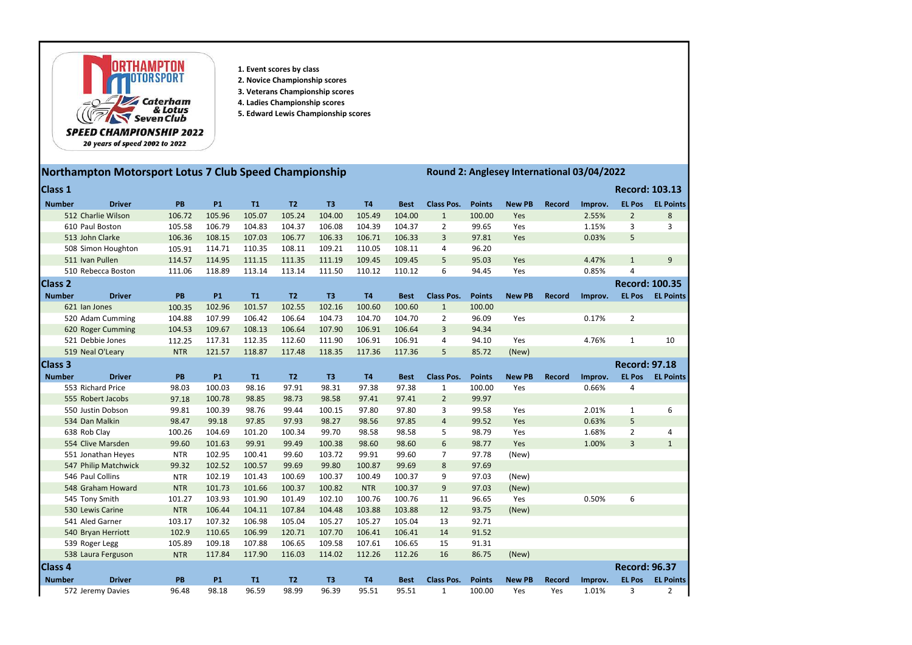1. Event scores by class
2. Novice Championship scores
3. Veterans Championship scores
4. Ladies Championship scores
5. Edward Lewis Championship scores

## Northampton Motorsport Lotus 7 Club Speed Championship

**Round 2: Anglesey International 03/04/2022**

### Class 1

**Record: 103.13**

| Number | Driver | PB | P1 | T1 | T2 | T3 | T4 | Best | Class Pos. | Points | New PB | Record | Improv. | EL Pos | EL Points |
|---|---|---|---|---|---|---|---|---|---|---|---|---|---|---|---|
| 512 | Charlie Wilson | 106.72 | 105.96 | 105.07 | 105.24 | 104.00 | 105.49 | 104.00 | 1 | 100.00 | Yes | | 2.55% | 2 | 8 |
| 610 | Paul Boston | 105.58 | 106.79 | 104.83 | 104.37 | 106.08 | 104.39 | 104.37 | 2 | 99.65 | Yes | | 1.15% | 3 | 3 |
| 513 | John Clarke | 106.36 | 108.15 | 107.03 | 106.77 | 106.33 | 106.71 | 106.33 | 3 | 97.81 | Yes | | 0.03% | 5 | |
| 508 | Simon Houghton | 105.91 | 114.71 | 110.35 | 108.11 | 109.21 | 110.05 | 108.11 | 4 | 96.20 | | | | | |
| 511 | Ivan Pullen | 114.57 | 114.95 | 111.15 | 111.35 | 111.19 | 109.45 | 109.45 | 5 | 95.03 | Yes | | 4.47% | 1 | 9 |
| 510 | Rebecca Boston | 111.06 | 118.89 | 113.14 | 113.14 | 111.50 | 110.12 | 110.12 | 6 | 94.45 | Yes | | 0.85% | 4 | |

### Class 2

**Record: 100.35**

| Number | Driver | PB | P1 | T1 | T2 | T3 | T4 | Best | Class Pos. | Points | New PB | Record | Improv. | EL Pos | EL Points |
|---|---|---|---|---|---|---|---|---|---|---|---|---|---|---|---|
| 621 | Ian Jones | 100.35 | 102.96 | 101.57 | 102.55 | 102.16 | 100.60 | 100.60 | 1 | 100.00 | | | | | |
| 520 | Adam Cumming | 104.88 | 107.99 | 106.42 | 106.64 | 104.73 | 104.70 | 104.70 | 2 | 96.09 | Yes | | 0.17% | 2 | |
| 620 | Roger Cumming | 104.53 | 109.67 | 108.13 | 106.64 | 107.90 | 106.91 | 106.64 | 3 | 94.34 | | | | | |
| 521 | Debbie Jones | 112.25 | 117.31 | 112.35 | 112.60 | 111.90 | 106.91 | 106.91 | 4 | 94.10 | Yes | | 4.76% | 1 | 10 |
| 519 | Neal O'Leary | NTR | 121.57 | 118.87 | 117.48 | 118.35 | 117.36 | 117.36 | 5 | 85.72 | (New) | | | | |

### Class 3

**Record: 97.18**

| Number | Driver | PB | P1 | T1 | T2 | T3 | T4 | Best | Class Pos. | Points | New PB | Record | Improv. | EL Pos | EL Points |
|---|---|---|---|---|---|---|---|---|---|---|---|---|---|---|---|
| 553 | Richard Price | 98.03 | 100.03 | 98.16 | 97.91 | 98.31 | 97.38 | 97.38 | 1 | 100.00 | Yes | | 0.66% | 4 | |
| 555 | Robert Jacobs | 97.18 | 100.78 | 98.85 | 98.73 | 98.58 | 97.41 | 97.41 | 2 | 99.97 | | | | | |
| 550 | Justin Dobson | 99.81 | 100.39 | 98.76 | 99.44 | 100.15 | 97.80 | 97.80 | 3 | 99.58 | Yes | | 2.01% | 1 | 6 |
| 534 | Dan Malkin | 98.47 | 99.18 | 97.85 | 97.93 | 98.27 | 98.56 | 97.85 | 4 | 99.52 | Yes | | 0.63% | 5 | |
| 638 | Rob Clay | 100.26 | 104.69 | 101.20 | 100.34 | 99.70 | 98.58 | 98.58 | 5 | 98.79 | Yes | | 1.68% | 2 | 4 |
| 554 | Clive Marsden | 99.60 | 101.63 | 99.91 | 99.49 | 100.38 | 98.60 | 98.60 | 6 | 98.77 | Yes | | 1.00% | 3 | 1 |
| 551 | Jonathan Heyes | NTR | 102.95 | 100.41 | 99.60 | 103.72 | 99.91 | 99.60 | 7 | 97.78 | (New) | | | | |
| 547 | Philip Matchwick | 99.32 | 102.52 | 100.57 | 99.69 | 99.80 | 100.87 | 99.69 | 8 | 97.69 | | | | | |
| 546 | Paul Collins | NTR | 102.19 | 101.43 | 100.69 | 100.37 | 100.49 | 100.37 | 9 | 97.03 | (New) | | | | |
| 548 | Graham Howard | NTR | 101.73 | 101.66 | 100.37 | 100.82 | NTR | 100.37 | 9 | 97.03 | (New) | | | | |
| 545 | Tony Smith | 101.27 | 103.93 | 101.90 | 101.49 | 102.10 | 100.76 | 100.76 | 11 | 96.65 | Yes | | 0.50% | 6 | |
| 530 | Lewis Carine | NTR | 106.44 | 104.11 | 107.84 | 104.48 | 103.88 | 103.88 | 12 | 93.75 | (New) | | | | |
| 541 | Aled Garner | 103.17 | 107.32 | 106.98 | 105.04 | 105.27 | 105.27 | 105.04 | 13 | 92.71 | | | | | |
| 540 | Bryan Herriott | 102.9 | 110.65 | 106.99 | 120.71 | 107.70 | 106.41 | 106.41 | 14 | 91.52 | | | | | |
| 539 | Roger Legg | 105.89 | 109.18 | 107.88 | 106.65 | 109.58 | 107.61 | 106.65 | 15 | 91.31 | | | | | |
| 538 | Laura Ferguson | NTR | 117.84 | 117.90 | 116.03 | 114.02 | 112.26 | 112.26 | 16 | 86.75 | (New) | | | | |

### Class 4

**Record: 96.37**

| Number | Driver | PB | P1 | T1 | T2 | T3 | T4 | Best | Class Pos. | Points | New PB | Record | Improv. | EL Pos | EL Points |
|---|---|---|---|---|---|---|---|---|---|---|---|---|---|---|---|
| 572 | Jeremy Davies | 96.48 | 98.18 | 96.59 | 98.99 | 96.39 | 95.51 | 95.51 | 1 | 100.00 | Yes | Yes | 1.01% | 3 | 2 |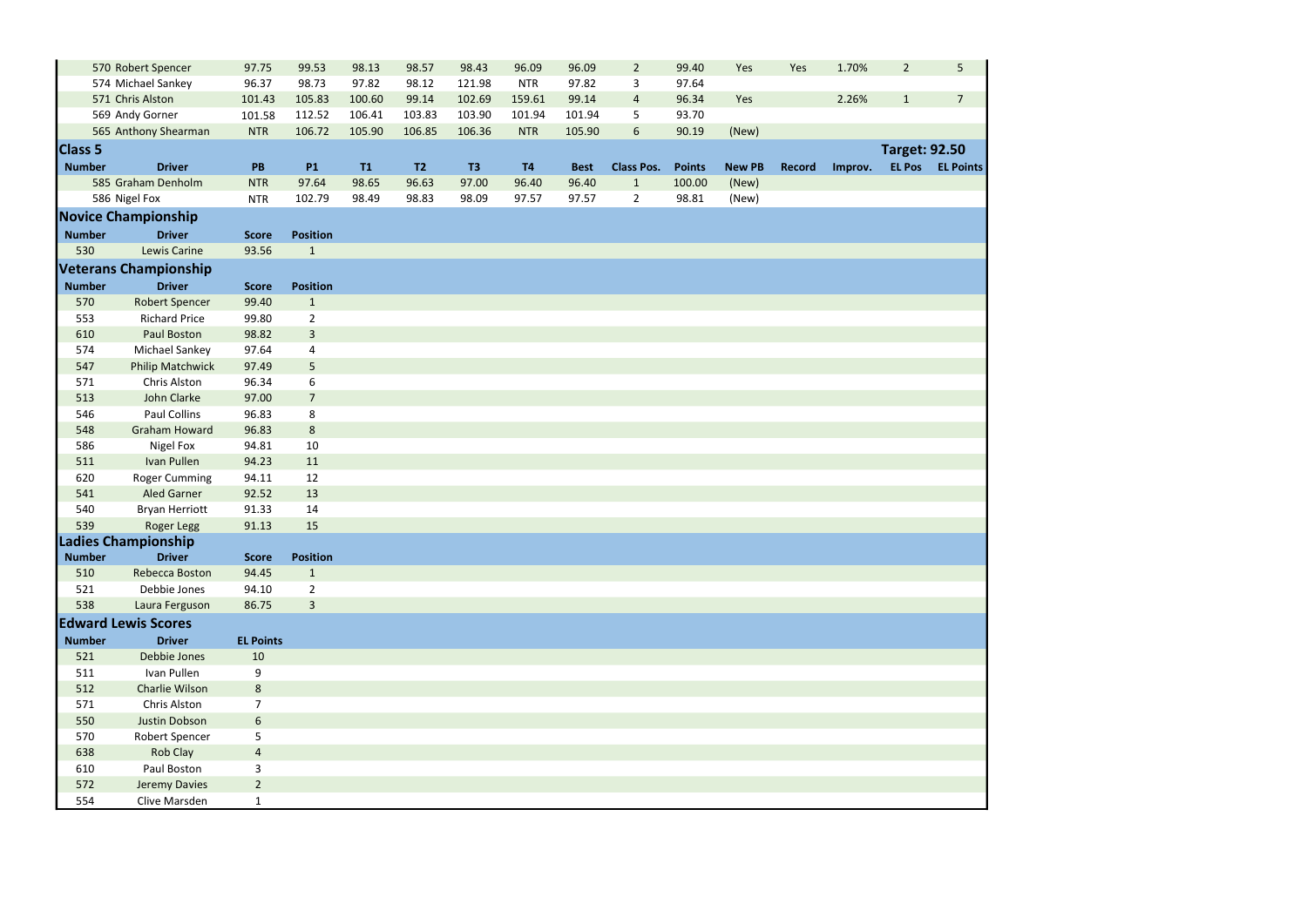| | | | | | | | | | | | | | | | |
|---|---|---|---|---|---|---|---|---|---|---|---|---|---|---|---|
| 570 | Robert Spencer | 97.75 | 99.53 | 98.13 | 98.57 | 98.43 | 96.09 | 96.09 | 2 | 99.40 | Yes | Yes | 1.70% | 2 | 5 |
| 574 | Michael Sankey | 96.37 | 98.73 | 97.82 | 98.12 | 121.98 | NTR | 97.82 | 3 | 97.64 | | | | | |
| 571 | Chris Alston | 101.43 | 105.83 | 100.60 | 99.14 | 102.69 | 159.61 | 99.14 | 4 | 96.34 | Yes | | 2.26% | 1 | 7 |
| 569 | Andy Gorner | 101.58 | 112.52 | 106.41 | 103.83 | 103.90 | 101.94 | 101.94 | 5 | 93.70 | | | | | |
| 565 | Anthony Shearman | NTR | 106.72 | 105.90 | 106.85 | 106.36 | NTR | 105.90 | 6 | 90.19 | (New) | | | | |

## Class 5

**Target: 92.50**

| Number | Driver | PB | P1 | T1 | T2 | T3 | T4 | Best | Class Pos. | Points | New PB | Record | Improv. | EL Pos | EL Points |
|---|---|---|---|---|---|---|---|---|---|---|---|---|---|---|---|
| 585 | Graham Denholm | NTR | 97.64 | 98.65 | 96.63 | 97.00 | 96.40 | 96.40 | 1 | 100.00 | (New) | | | | |
| 586 | Nigel Fox | NTR | 102.79 | 98.49 | 98.83 | 98.09 | 97.57 | 97.57 | 2 | 98.81 | (New) | | | | |

## Novice Championship

| Number | Driver | Score | Position |
|---|---|---|---|
| 530 | Lewis Carine | 93.56 | 1 |

## Veterans Championship

| Number | Driver | Score | Position |
|---|---|---|---|
| 570 | Robert Spencer | 99.40 | 1 |
| 553 | Richard Price | 99.80 | 2 |
| 610 | Paul Boston | 98.82 | 3 |
| 574 | Michael Sankey | 97.64 | 4 |
| 547 | Philip Matchwick | 97.49 | 5 |
| 571 | Chris Alston | 96.34 | 6 |
| 513 | John Clarke | 97.00 | 7 |
| 546 | Paul Collins | 96.83 | 8 |
| 548 | Graham Howard | 96.83 | 8 |
| 586 | Nigel Fox | 94.81 | 10 |
| 511 | Ivan Pullen | 94.23 | 11 |
| 620 | Roger Cumming | 94.11 | 12 |
| 541 | Aled Garner | 92.52 | 13 |
| 540 | Bryan Herriott | 91.33 | 14 |
| 539 | Roger Legg | 91.13 | 15 |

## Ladies Championship

| Number | Driver | Score | Position |
|---|---|---|---|
| 510 | Rebecca Boston | 94.45 | 1 |
| 521 | Debbie Jones | 94.10 | 2 |
| 538 | Laura Ferguson | 86.75 | 3 |

## Edward Lewis Scores

| Number | Driver | EL Points |
|---|---|---|
| 521 | Debbie Jones | 10 |
| 511 | Ivan Pullen | 9 |
| 512 | Charlie Wilson | 8 |
| 571 | Chris Alston | 7 |
| 550 | Justin Dobson | 6 |
| 570 | Robert Spencer | 5 |
| 638 | Rob Clay | 4 |
| 610 | Paul Boston | 3 |
| 572 | Jeremy Davies | 2 |
| 554 | Clive Marsden | 1 |